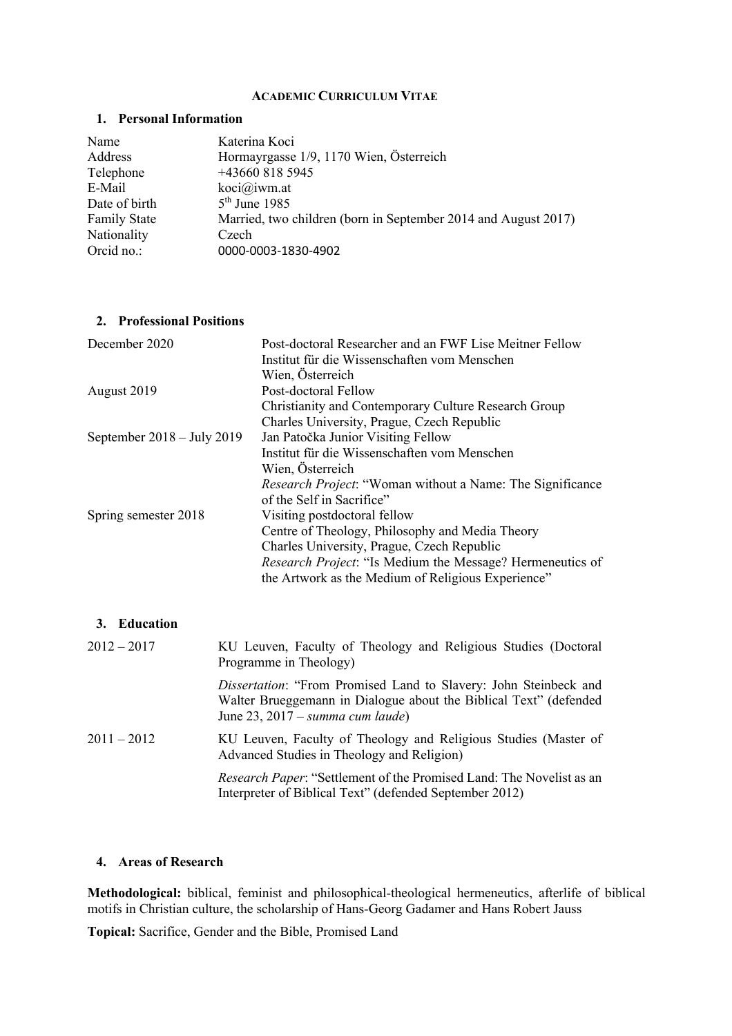# ACADEMIC CURRICULUM VITAE

## 1. Personal Information

| | |
|---|---|
| Name | Katerina Koci |
| Address | Hormayrgasse 1/9, 1170 Wien, Österreich |
| Telephone | +43660 818 5945 |
| E-Mail | koci@iwm.at |
| Date of birth | 5th June 1985 |
| Family State | Married, two children (born in September 2014 and August 2017) |
| Nationality | Czech |
| Orcid no.: | 0000-0003-1830-4902 |

## 2. Professional Positions

| | |
|---|---|
| December 2020 | Post-doctoral Researcher and an FWF Lise Meitner Fellow<br>Institut für die Wissenschaften vom Menschen<br>Wien, Österreich |
| August 2019 | Post-doctoral Fellow<br>Christianity and Contemporary Culture Research Group<br>Charles University, Prague, Czech Republic |
| September 2018 – July 2019 | Jan Patočka Junior Visiting Fellow<br>Institut für die Wissenschaften vom Menschen<br>Wien, Österreich<br>*Research Project*: "Woman without a Name: The Significance of the Self in Sacrifice" |
| Spring semester 2018 | Visiting postdoctoral fellow<br>Centre of Theology, Philosophy and Media Theory<br>Charles University, Prague, Czech Republic<br>*Research Project*: "Is Medium the Message? Hermeneutics of the Artwork as the Medium of Religious Experience" |

## 3. Education

| | |
|---|---|
| 2012 – 2017 | KU Leuven, Faculty of Theology and Religious Studies (Doctoral Programme in Theology)<br>*Dissertation*: "From Promised Land to Slavery: John Steinbeck and Walter Brueggemann in Dialogue about the Biblical Text" (defended June 23, 2017 – *summa cum laude*) |
| 2011 – 2012 | KU Leuven, Faculty of Theology and Religious Studies (Master of Advanced Studies in Theology and Religion)<br>*Research Paper*: "Settlement of the Promised Land: The Novelist as an Interpreter of Biblical Text" (defended September 2012) |

## 4. Areas of Research

**Methodological:** biblical, feminist and philosophical-theological hermeneutics, afterlife of biblical motifs in Christian culture, the scholarship of Hans-Georg Gadamer and Hans Robert Jauss

**Topical:** Sacrifice, Gender and the Bible, Promised Land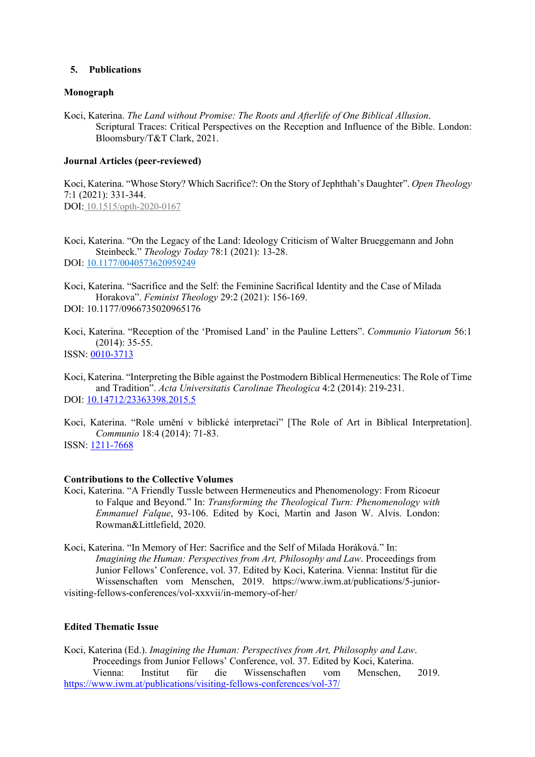## 5. Publications

### Monograph

Koci, Katerina. *The Land without Promise: The Roots and Afterlife of One Biblical Allusion*. Scriptural Traces: Critical Perspectives on the Reception and Influence of the Bible. London: Bloomsbury/T&T Clark, 2021.

### Journal Articles (peer-reviewed)

Koci, Katerina. "Whose Story? Which Sacrifice?: On the Story of Jephthah's Daughter". *Open Theology* 7:1 (2021): 331-344.
DOI: 10.1515/opth-2020-0167

Koci, Katerina. "On the Legacy of the Land: Ideology Criticism of Walter Brueggemann and John Steinbeck." *Theology Today* 78:1 (2021): 13-28.
DOI: 10.1177/0040573620959249

Koci, Katerina. "Sacrifice and the Self: the Feminine Sacrifical Identity and the Case of Milada Horakova". *Feminist Theology* 29:2 (2021): 156-169.
DOI: 10.1177/0966735020965176

Koci, Katerina. "Reception of the 'Promised Land' in the Pauline Letters". *Communio Viatorum* 56:1 (2014): 35-55.
ISSN: 0010-3713

Koci, Katerina. "Interpreting the Bible against the Postmodern Biblical Hermeneutics: The Role of Time and Tradition". *Acta Universitatis Carolinae Theologica* 4:2 (2014): 219-231.
DOI: 10.14712/23363398.2015.5

Koci, Katerina. "Role umění v biblické interpretaci" [The Role of Art in Biblical Interpretation]. *Communio* 18:4 (2014): 71-83.
ISSN: 1211-7668

### Contributions to the Collective Volumes

Koci, Katerina. "A Friendly Tussle between Hermeneutics and Phenomenology: From Ricoeur to Falque and Beyond." In: *Transforming the Theological Turn: Phenomenology with Emmanuel Falque*, 93-106. Edited by Koci, Martin and Jason W. Alvis. London: Rowman&Littlefield, 2020.

Koci, Katerina. "In Memory of Her: Sacrifice and the Self of Milada Horáková." In: *Imagining the Human: Perspectives from Art, Philosophy and Law*. Proceedings from Junior Fellows' Conference, vol. 37. Edited by Koci, Katerina. Vienna: Institut für die Wissenschaften vom Menschen, 2019. https://www.iwm.at/publications/5-junior-visiting-fellows-conferences/vol-xxxvii/in-memory-of-her/

### Edited Thematic Issue

Koci, Katerina (Ed.). *Imagining the Human: Perspectives from Art, Philosophy and Law*. Proceedings from Junior Fellows' Conference, vol. 37. Edited by Koci, Katerina. Vienna: Institut für die Wissenschaften vom Menschen, 2019. https://www.iwm.at/publications/visiting-fellows-conferences/vol-37/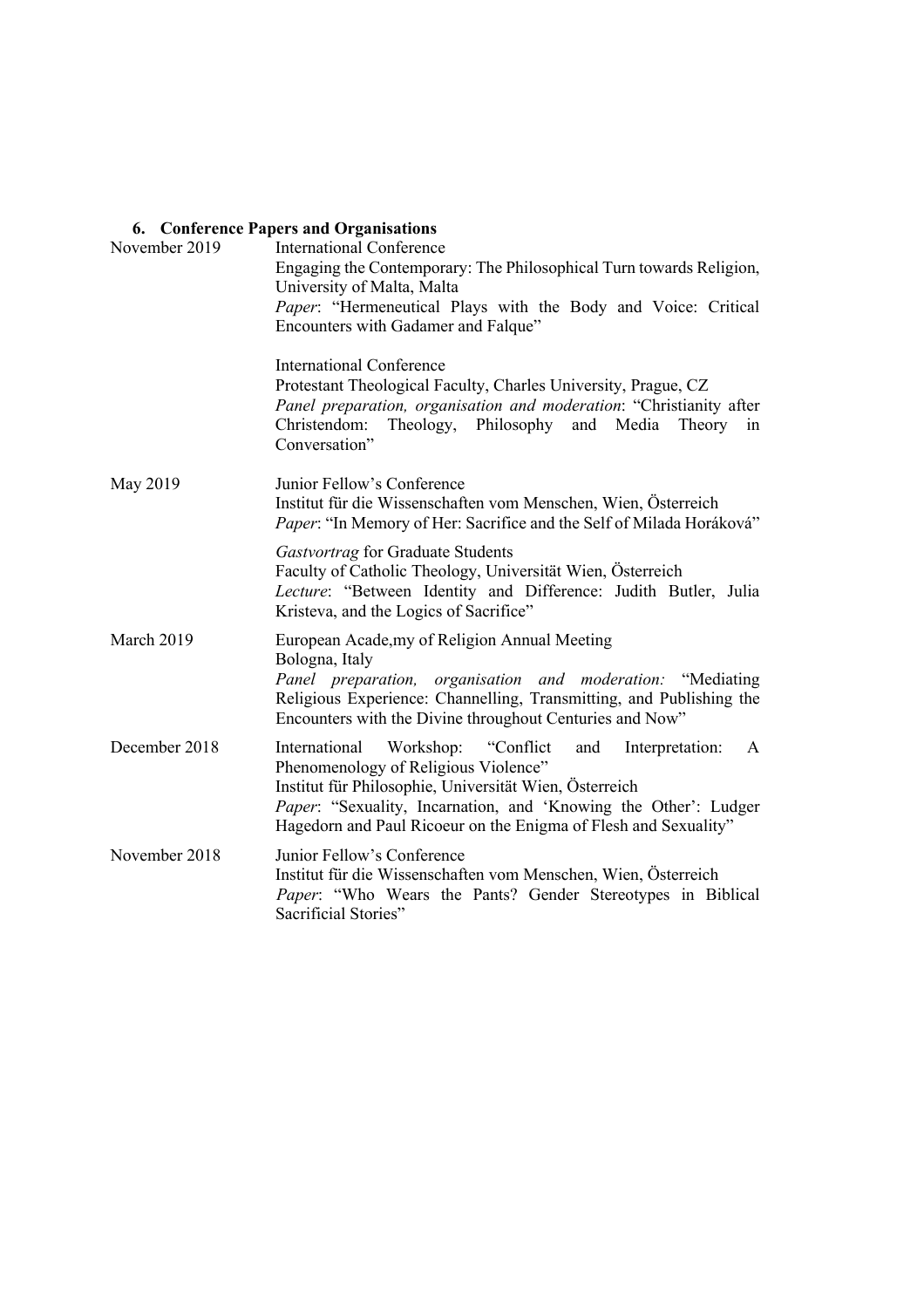### 6. Conference Papers and Organisations

| | |
|---|---|
| November 2019 | International Conference<br>Engaging the Contemporary: The Philosophical Turn towards Religion, University of Malta, Malta<br>*Paper*: "Hermeneutical Plays with the Body and Voice: Critical Encounters with Gadamer and Falque" |
| | International Conference<br>Protestant Theological Faculty, Charles University, Prague, CZ<br>*Panel preparation, organisation and moderation*: "Christianity after Christendom: Theology, Philosophy and Media Theory in Conversation" |
| May 2019 | Junior Fellow's Conference<br>Institut für die Wissenschaften vom Menschen, Wien, Österreich<br>*Paper*: "In Memory of Her: Sacrifice and the Self of Milada Horáková" |
| | *Gastvortrag* for Graduate Students<br>Faculty of Catholic Theology, Universität Wien, Österreich<br>*Lecture*: "Between Identity and Difference: Judith Butler, Julia Kristeva, and the Logics of Sacrifice" |
| March 2019 | European Acade,my of Religion Annual Meeting<br>Bologna, Italy<br>*Panel preparation, organisation and moderation:* "Mediating Religious Experience: Channelling, Transmitting, and Publishing the Encounters with the Divine throughout Centuries and Now" |
| December 2018 | International Workshop: "Conflict and Interpretation: A Phenomenology of Religious Violence"<br>Institut für Philosophie, Universität Wien, Österreich<br>*Paper*: "Sexuality, Incarnation, and 'Knowing the Other': Ludger Hagedorn and Paul Ricoeur on the Enigma of Flesh and Sexuality" |
| November 2018 | Junior Fellow's Conference<br>Institut für die Wissenschaften vom Menschen, Wien, Österreich<br>*Paper*: "Who Wears the Pants? Gender Stereotypes in Biblical Sacrificial Stories" |